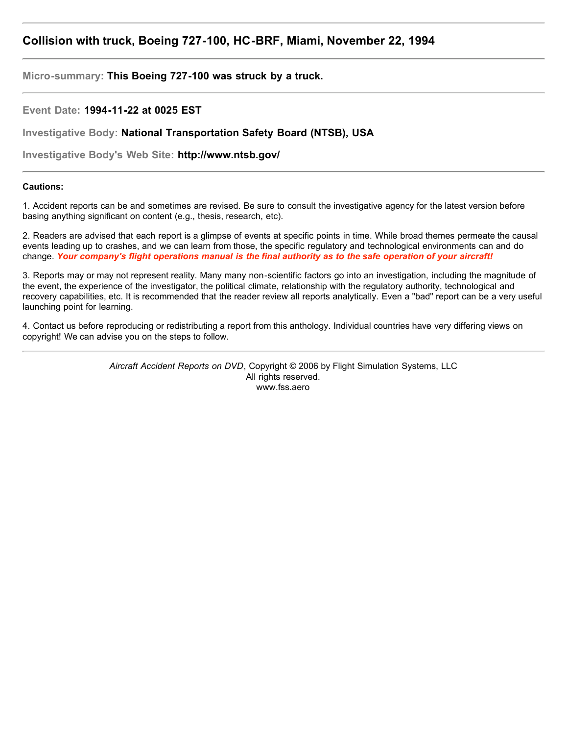## Collision with truck, Boeing 727-100, HC-BRF, Miami, November 22, 1994

---

**Micro-summary: This Boeing 727-100 was struck by a truck.**

---

**Event Date: 1994-11-22 at 0025 EST**

**Investigative Body: National Transportation Safety Board (NTSB), USA**

**Investigative Body's Web Site: http://www.ntsb.gov/**

---

**Cautions:**

1. Accident reports can be and sometimes are revised. Be sure to consult the investigative agency for the latest version before basing anything significant on content (e.g., thesis, research, etc).

2. Readers are advised that each report is a glimpse of events at specific points in time. While broad themes permeate the causal events leading up to crashes, and we can learn from those, the specific regulatory and technological environments can and do change. ***Your company's flight operations manual is the final authority as to the safe operation of your aircraft!***

3. Reports may or may not represent reality. Many many non-scientific factors go into an investigation, including the magnitude of the event, the experience of the investigator, the political climate, relationship with the regulatory authority, technological and recovery capabilities, etc. It is recommended that the reader review all reports analytically. Even a "bad" report can be a very useful launching point for learning.

4. Contact us before reproducing or redistributing a report from this anthology. Individual countries have very differing views on copyright! We can advise you on the steps to follow.

---

*Aircraft Accident Reports on DVD*, Copyright © 2006 by Flight Simulation Systems, LLC
All rights reserved.
www.fss.aero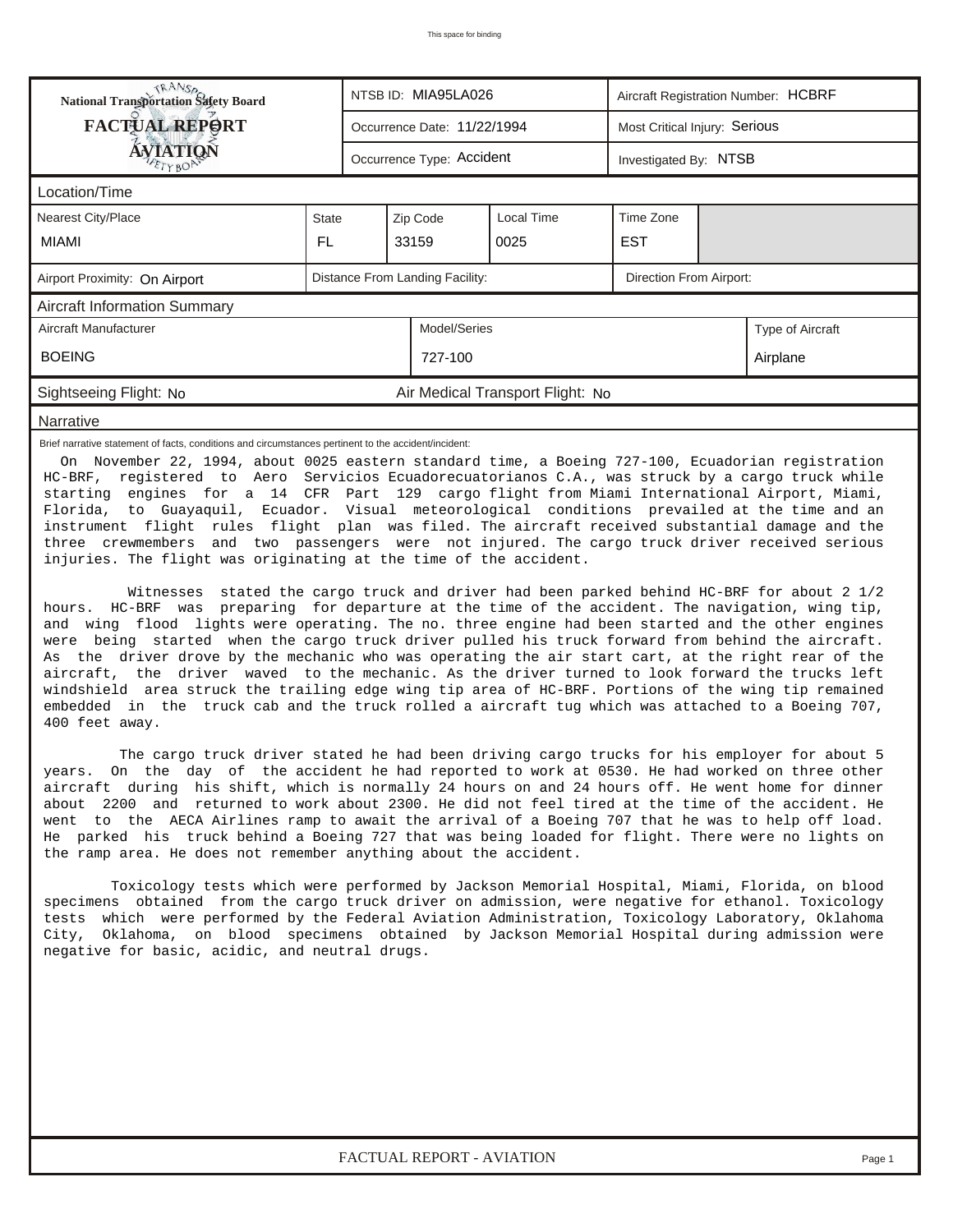This space for binding

| National Transportation Safety Board FACTUAL REPORT AVIATION | NTSB ID: MIA95LA026 | Aircraft Registration Number: HCBRF |
|---|---|---|
| | Occurrence Date: 11/22/1994 | Most Critical Injury: Serious |
| | Occurrence Type: Accident | Investigated By: NTSB |

**Location/Time**

| Nearest City/Place | State | Zip Code | Local Time | Time Zone |
|---|---|---|---|---|
| MIAMI | FL | 33159 | 0025 | EST |

| Airport Proximity: On Airport | Distance From Landing Facility: | Direction From Airport: |
|---|---|---|

**Aircraft Information Summary**

| Aircraft Manufacturer | Model/Series | Type of Aircraft |
|---|---|---|
| BOEING | 727-100 | Airplane |

Sightseeing Flight: No    Air Medical Transport Flight: No

**Narrative**

Brief narrative statement of facts, conditions and circumstances pertinent to the accident/incident:

On November 22, 1994, about 0025 eastern standard time, a Boeing 727-100, Ecuadorian registration HC-BRF, registered to Aero Servicios Ecuadorecuatorianos C.A., was struck by a cargo truck while starting engines for a 14 CFR Part 129 cargo flight from Miami International Airport, Miami, Florida, to Guayaquil, Ecuador. Visual meteorological conditions prevailed at the time and an instrument flight rules flight plan was filed. The aircraft received substantial damage and the three crewmembers and two passengers were not injured. The cargo truck driver received serious injuries. The flight was originating at the time of the accident.

Witnesses stated the cargo truck and driver had been parked behind HC-BRF for about 2 1/2 hours. HC-BRF was preparing for departure at the time of the accident. The navigation, wing tip, and wing flood lights were operating. The no. three engine had been started and the other engines were being started when the cargo truck driver pulled his truck forward from behind the aircraft. As the driver drove by the mechanic who was operating the air start cart, at the right rear of the aircraft, the driver waved to the mechanic. As the driver turned to look forward the trucks left windshield area struck the trailing edge wing tip area of HC-BRF. Portions of the wing tip remained embedded in the truck cab and the truck rolled a aircraft tug which was attached to a Boeing 707, 400 feet away.

The cargo truck driver stated he had been driving cargo trucks for his employer for about 5 years. On the day of the accident he had reported to work at 0530. He had worked on three other aircraft during his shift, which is normally 24 hours on and 24 hours off. He went home for dinner about 2200 and returned to work about 2300. He did not feel tired at the time of the accident. He went to the AECA Airlines ramp to await the arrival of a Boeing 707 that he was to help off load. He parked his truck behind a Boeing 727 that was being loaded for flight. There were no lights on the ramp area. He does not remember anything about the accident.

Toxicology tests which were performed by Jackson Memorial Hospital, Miami, Florida, on blood specimens obtained from the cargo truck driver on admission, were negative for ethanol. Toxicology tests which were performed by the Federal Aviation Administration, Toxicology Laboratory, Oklahoma City, Oklahoma, on blood specimens obtained by Jackson Memorial Hospital during admission were negative for basic, acidic, and neutral drugs.

FACTUAL REPORT - AVIATION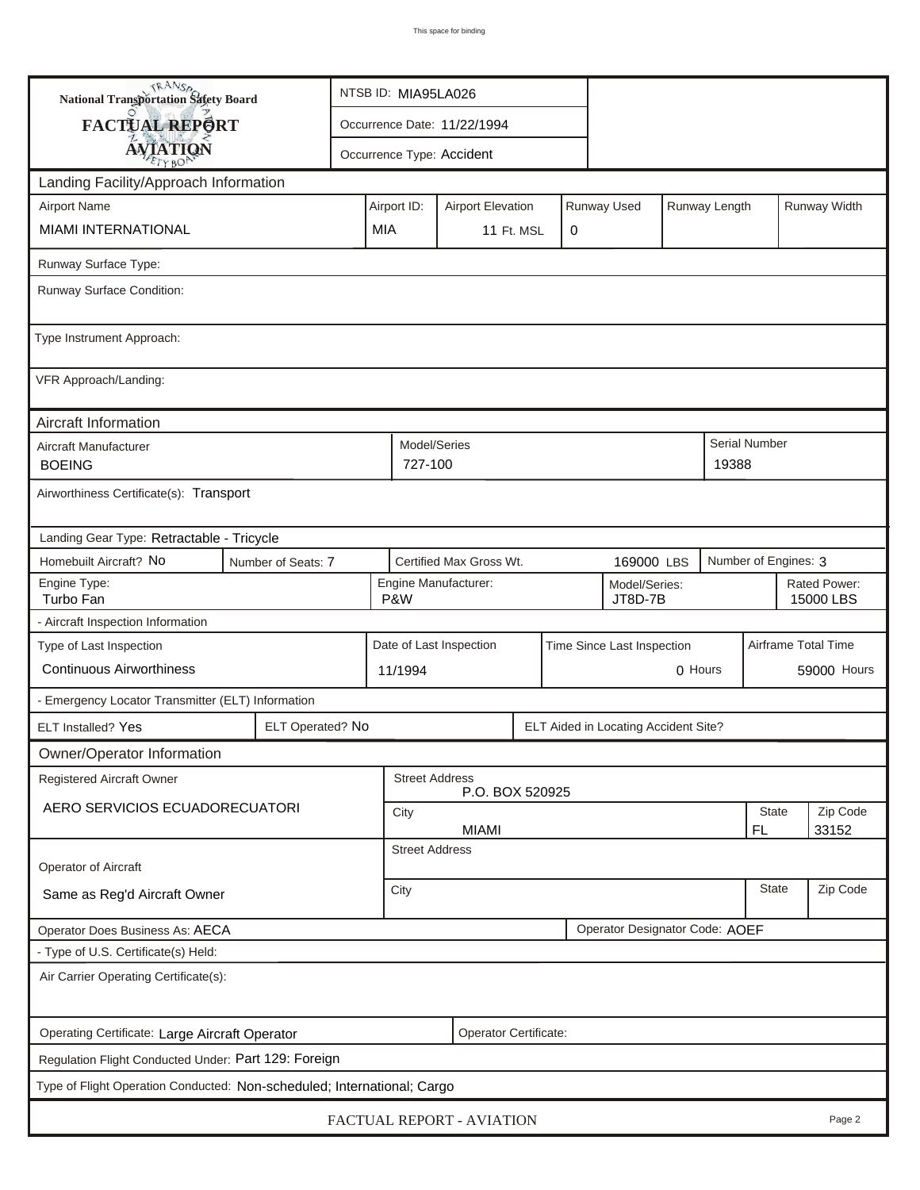This space for binding

**National Transportation Safety Board**

**FACTUAL REPORT**

**AVIATION**

NTSB ID: MIA95LA026

Occurrence Date: 11/22/1994

Occurrence Type: Accident

## Landing Facility/Approach Information

| Airport Name | Airport ID: | Airport Elevation | Runway Used | Runway Length | Runway Width |
|---|---|---|---|---|---|
| MIAMI INTERNATIONAL | MIA | 11 Ft. MSL | 0 | | |

Runway Surface Type:

Runway Surface Condition:

Type Instrument Approach:

VFR Approach/Landing:

## Aircraft Information

| Aircraft Manufacturer | Model/Series | Serial Number |
|---|---|---|
| BOEING | 727-100 | 19388 |

Airworthiness Certificate(s): Transport

Landing Gear Type: Retractable - Tricycle

| Homebuilt Aircraft? No | Number of Seats: 7 | Certified Max Gross Wt. | 169000 LBS | Number of Engines: 3 |
|---|---|---|---|---|

| Engine Type: | Engine Manufacturer: | Model/Series: | Rated Power: |
|---|---|---|---|
| Turbo Fan | P&W | JT8D-7B | 15000 LBS |

- Aircraft Inspection Information

| Type of Last Inspection | Date of Last Inspection | Time Since Last Inspection | Airframe Total Time |
|---|---|---|---|
| Continuous Airworthiness | 11/1994 | 0 Hours | 59000 Hours |

- Emergency Locator Transmitter (ELT) Information

| ELT Installed? Yes | ELT Operated? No | ELT Aided in Locating Accident Site? |
|---|---|---|

## Owner/Operator Information

| Registered Aircraft Owner | Street Address | | |
|---|---|---|---|
| AERO SERVICIOS ECUADORECUATORI | P.O. BOX 520925 | | |
| | City | State | Zip Code |
| | MIAMI | FL | 33152 |

| Operator of Aircraft | Street Address | | |
|---|---|---|---|
| Same as Reg'd Aircraft Owner | City | State | Zip Code |

Operator Does Business As: AECA

Operator Designator Code: AOEF

- Type of U.S. Certificate(s) Held:

Air Carrier Operating Certificate(s):

Operating Certificate: Large Aircraft Operator

Operator Certificate:

Regulation Flight Conducted Under: Part 129: Foreign

Type of Flight Operation Conducted: Non-scheduled; International; Cargo

FACTUAL REPORT - AVIATION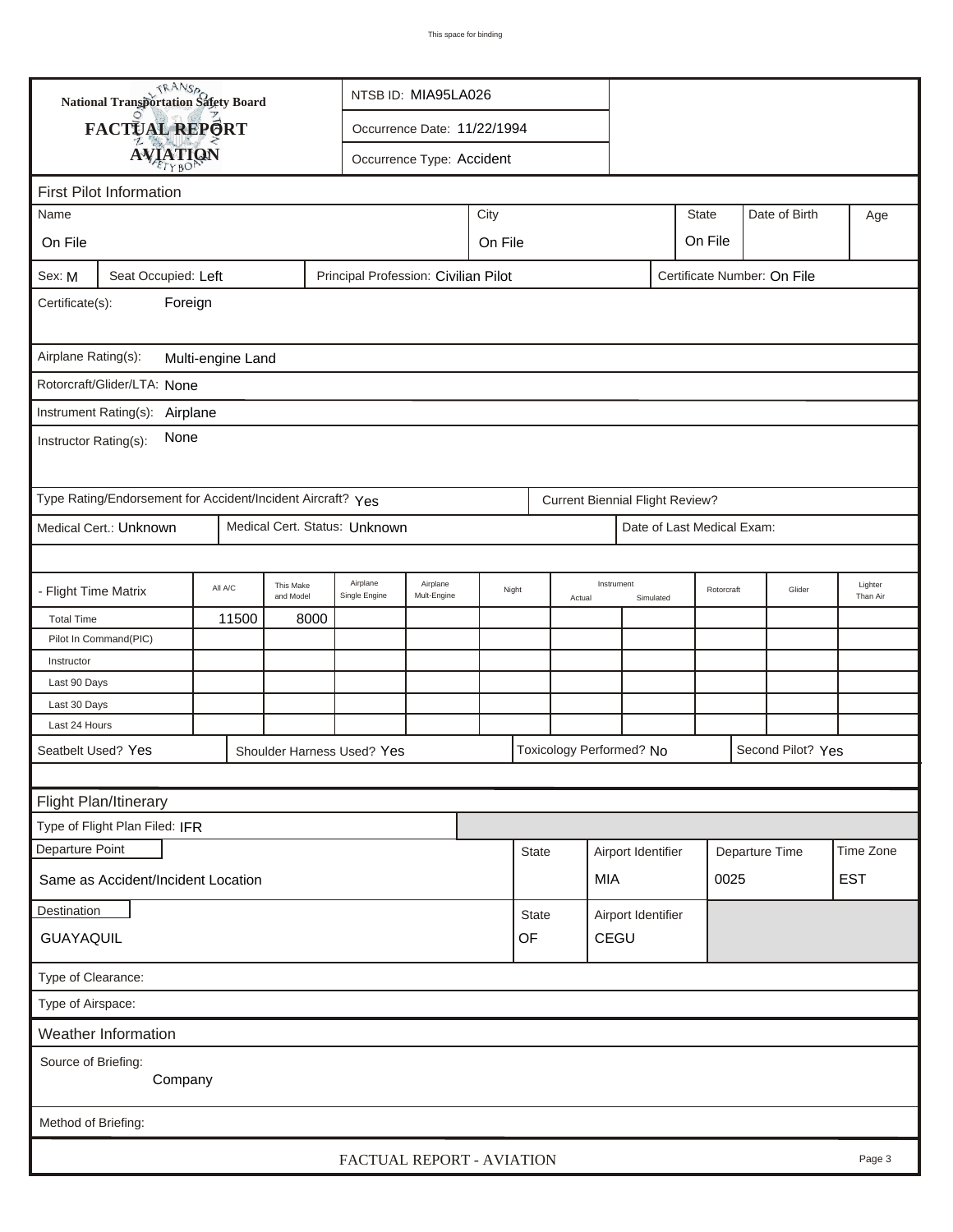National Transportation Safety Board

**FACTUAL REPORT**

**AVIATION**

NTSB ID: MIA95LA026

Occurrence Date: 11/22/1994

Occurrence Type: Accident

## First Pilot Information

| Name | City | State | Date of Birth | Age |
| --- | --- | --- | --- | --- |
| On File | On File | On File | | |

Sex: M | Seat Occupied: Left | Principal Profession: Civilian Pilot | Certificate Number: On File

Certificate(s): Foreign

Airplane Rating(s): Multi-engine Land

Rotorcraft/Glider/LTA: None

Instrument Rating(s): Airplane

Instructor Rating(s): None

Type Rating/Endorsement for Accident/Incident Aircraft? Yes | Current Biennial Flight Review?

Medical Cert.: Unknown | Medical Cert. Status: Unknown | Date of Last Medical Exam:

| - Flight Time Matrix | All A/C | This Make and Model | Airplane Single Engine | Airplane Mult-Engine | Night | Instrument Actual | Instrument Simulated | Rotorcraft | Glider | Lighter Than Air |
| --- | --- | --- | --- | --- | --- | --- | --- | --- | --- | --- |
| Total Time | 11500 | 8000 | | | | | | | | |
| Pilot In Command(PIC) | | | | | | | | | | |
| Instructor | | | | | | | | | | |
| Last 90 Days | | | | | | | | | | |
| Last 30 Days | | | | | | | | | | |
| Last 24 Hours | | | | | | | | | | |

Seatbelt Used? Yes | Shoulder Harness Used? Yes | Toxicology Performed? No | Second Pilot? Yes

## Flight Plan/Itinerary

Type of Flight Plan Filed: IFR

| Departure Point | State | Airport Identifier | Departure Time | Time Zone |
| --- | --- | --- | --- | --- |
| Same as Accident/Incident Location | | MIA | 0025 | EST |

| Destination | State | Airport Identifier |
| --- | --- | --- |
| GUAYAQUIL | OF | CEGU |

Type of Clearance:

Type of Airspace:

## Weather Information

Source of Briefing: Company

Method of Briefing:

FACTUAL REPORT - AVIATION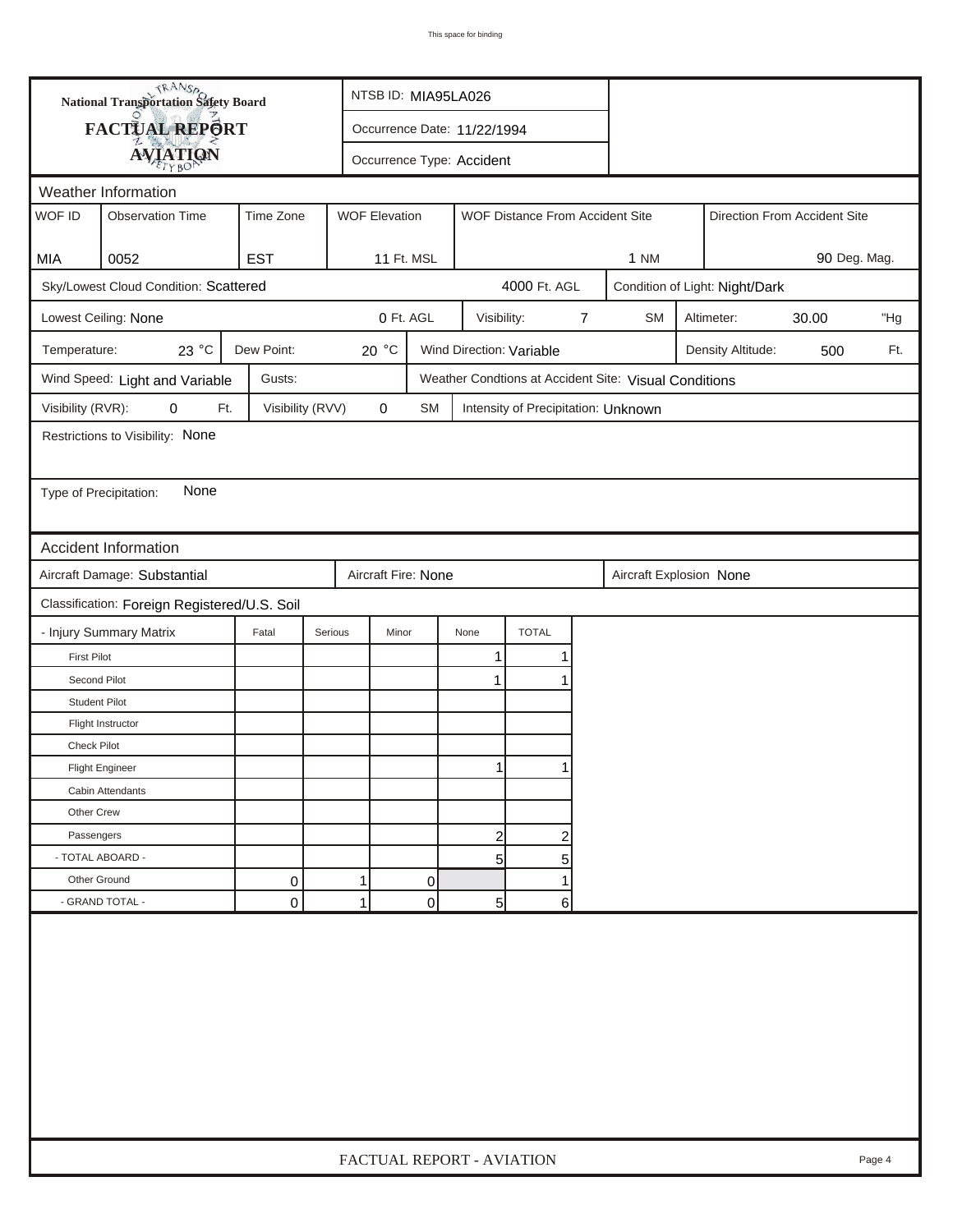# National Transportation Safety Board
## FACTUAL REPORT
## AVIATION

NTSB ID: MIA95LA026

Occurrence Date: 11/22/1994

Occurrence Type: Accident

## Weather Information

| WOF ID | Observation Time | Time Zone | WOF Elevation | WOF Distance From Accident Site | Direction From Accident Site |
|---|---|---|---|---|---|
| MIA | 0052 | EST | 11 Ft. MSL | 1 NM | 90 Deg. Mag. |

Sky/Lowest Cloud Condition: Scattered — 4000 Ft. AGL

Condition of Light: Night/Dark

Lowest Ceiling: None — 0 Ft. AGL

Visibility: 7 SM

Altimeter: 30.00 "Hg

Temperature: 23 °C

Dew Point: 20 °C

Wind Direction: Variable

Density Altitude: 500 Ft.

Wind Speed: Light and Variable

Gusts:

Weather Condtions at Accident Site: Visual Conditions

Visibility (RVR): 0 Ft.

Visibility (RVV) 0 SM

Intensity of Precipitation: Unknown

Restrictions to Visibility: None

Type of Precipitation: None

## Accident Information

Aircraft Damage: Substantial

Aircraft Fire: None

Aircraft Explosion None

Classification: Foreign Registered/U.S. Soil

| - Injury Summary Matrix | Fatal | Serious | Minor | None | TOTAL |
|---|---|---|---|---|---|
| First Pilot | | | | 1 | 1 |
| Second Pilot | | | | 1 | 1 |
| Student Pilot | | | | | |
| Flight Instructor | | | | | |
| Check Pilot | | | | | |
| Flight Engineer | | | | 1 | 1 |
| Cabin Attendants | | | | | |
| Other Crew | | | | | |
| Passengers | | | | 2 | 2 |
| - TOTAL ABOARD - | | | | 5 | 5 |
| Other Ground | 0 | 1 | 0 | | 1 |
| - GRAND TOTAL - | 0 | 1 | 0 | 5 | 6 |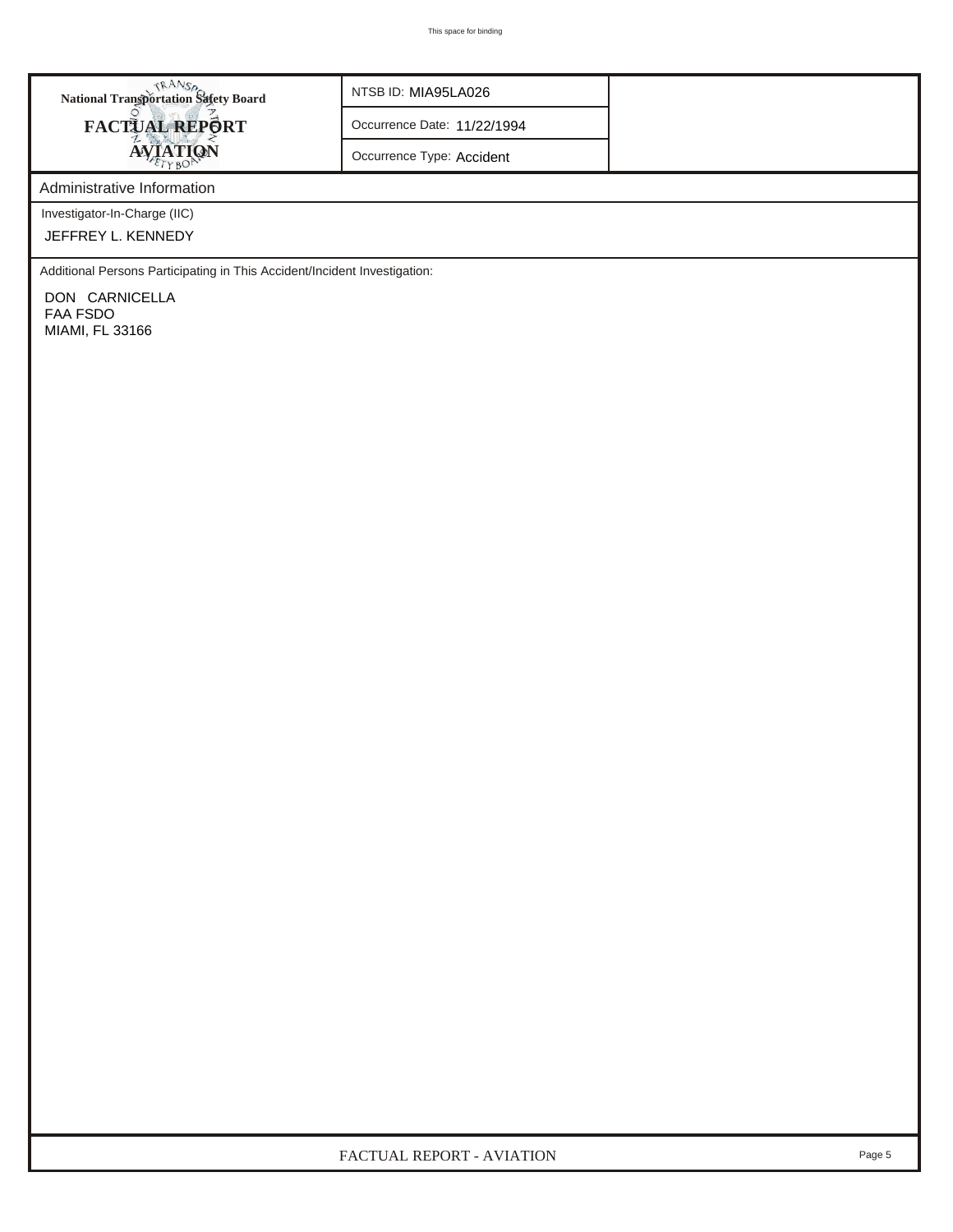**National Transportation Safety Board**

**FACTUAL REPORT**

**AVIATION**

| | |
|---|---|
| NTSB ID: MIA95LA026 | |
| Occurrence Date: 11/22/1994 | |
| Occurrence Type: Accident | |

## Administrative Information

Investigator-In-Charge (IIC)

JEFFREY L. KENNEDY

Additional Persons Participating in This Accident/Incident Investigation:

DON CARNICELLA
FAA FSDO
MIAMI, FL 33166